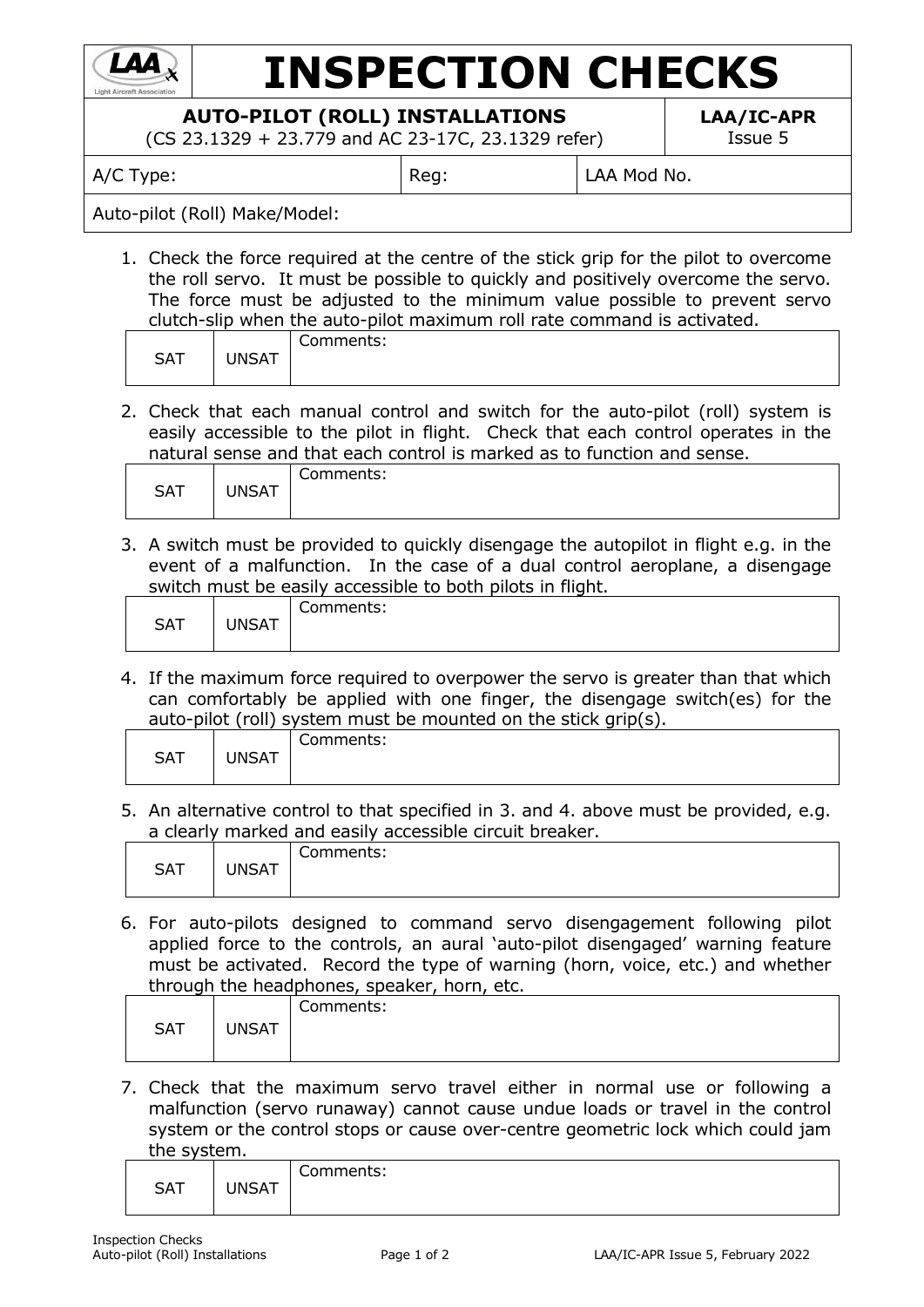# INSPECTION CHECKS

| **AUTO-PILOT (ROLL) INSTALLATIONS** (CS 23.1329 + 23.779 and AC 23-17C, 23.1329 refer) | | **LAA/IC-APR** Issue 5 |
|---|---|---|
| A/C Type: | Reg: | LAA Mod No. |
| Auto-pilot (Roll) Make/Model: | | |

1. Check the force required at the centre of the stick grip for the pilot to overcome the roll servo. It must be possible to quickly and positively overcome the servo. The force must be adjusted to the minimum value possible to prevent servo clutch-slip when the auto-pilot maximum roll rate command is activated.

| SAT | UNSAT | Comments: |
|---|---|---|

2. Check that each manual control and switch for the auto-pilot (roll) system is easily accessible to the pilot in flight. Check that each control operates in the natural sense and that each control is marked as to function and sense.

| SAT | UNSAT | Comments: |
|---|---|---|

3. A switch must be provided to quickly disengage the autopilot in flight e.g. in the event of a malfunction. In the case of a dual control aeroplane, a disengage switch must be easily accessible to both pilots in flight.

| SAT | UNSAT | Comments: |
|---|---|---|

4. If the maximum force required to overpower the servo is greater than that which can comfortably be applied with one finger, the disengage switch(es) for the auto-pilot (roll) system must be mounted on the stick grip(s).

| SAT | UNSAT | Comments: |
|---|---|---|

5. An alternative control to that specified in 3. and 4. above must be provided, e.g. a clearly marked and easily accessible circuit breaker.

| SAT | UNSAT | Comments: |
|---|---|---|

6. For auto-pilots designed to command servo disengagement following pilot applied force to the controls, an aural 'auto-pilot disengaged' warning feature must be activated. Record the type of warning (horn, voice, etc.) and whether through the headphones, speaker, horn, etc.

| SAT | UNSAT | Comments: |
|---|---|---|

7. Check that the maximum servo travel either in normal use or following a malfunction (servo runaway) cannot cause undue loads or travel in the control system or the control stops or cause over-centre geometric lock which could jam the system.

| SAT | UNSAT | Comments: |
|---|---|---|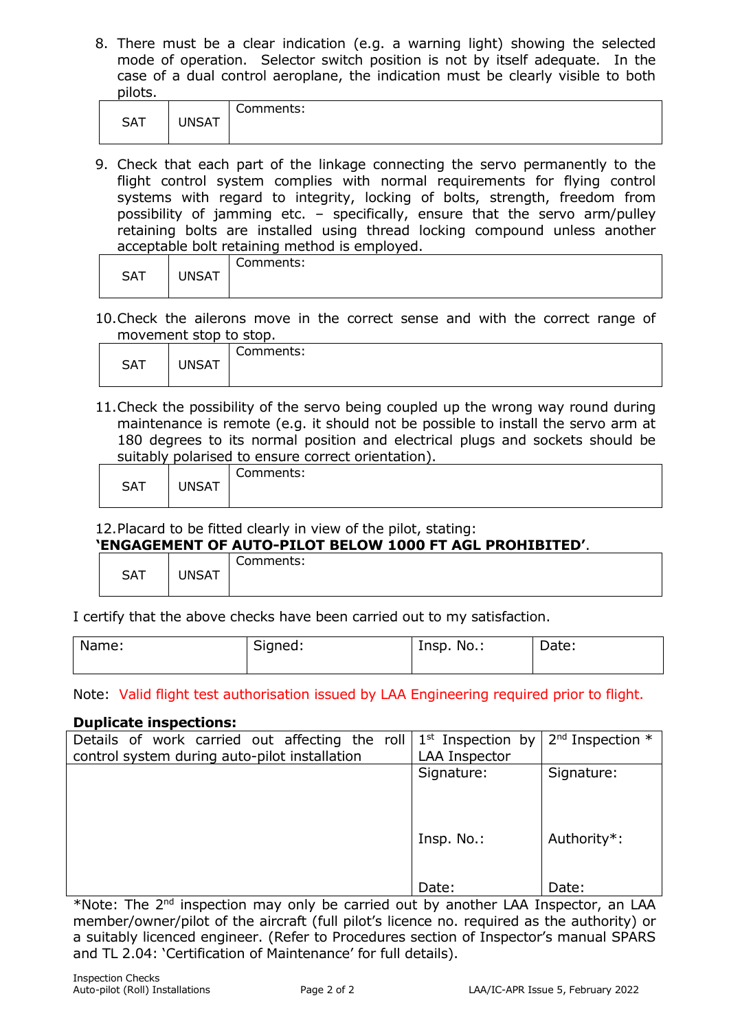8. There must be a clear indication (e.g. a warning light) showing the selected mode of operation. Selector switch position is not by itself adequate. In the case of a dual control aeroplane, the indication must be clearly visible to both pilots.

| | | |
|---|---|---|
| SAT | UNSAT | Comments: |

9. Check that each part of the linkage connecting the servo permanently to the flight control system complies with normal requirements for flying control systems with regard to integrity, locking of bolts, strength, freedom from possibility of jamming etc. – specifically, ensure that the servo arm/pulley retaining bolts are installed using thread locking compound unless another acceptable bolt retaining method is employed.

| | | |
|---|---|---|
| SAT | UNSAT | Comments: |

10. Check the ailerons move in the correct sense and with the correct range of movement stop to stop.

| | | |
|---|---|---|
| SAT | UNSAT | Comments: |

11. Check the possibility of the servo being coupled up the wrong way round during maintenance is remote (e.g. it should not be possible to install the servo arm at 180 degrees to its normal position and electrical plugs and sockets should be suitably polarised to ensure correct orientation).

| | | |
|---|---|---|
| SAT | UNSAT | Comments: |

12. Placard to be fitted clearly in view of the pilot, stating:
**'ENGAGEMENT OF AUTO-PILOT BELOW 1000 FT AGL PROHIBITED'**.

| | | |
|---|---|---|
| SAT | UNSAT | Comments: |

I certify that the above checks have been carried out to my satisfaction.

| | | | |
|---|---|---|---|
| Name: | Signed: | Insp. No.: | Date: |

Note: Valid flight test authorisation issued by LAA Engineering required prior to flight.

**Duplicate inspections:**

| Details of work carried out affecting the roll control system during auto-pilot installation | 1st Inspection by LAA Inspector | 2nd Inspection * |
|---|---|---|
| | Signature:<br><br>Insp. No.:<br><br>Date: | Signature:<br><br>Authority*:<br><br>Date: |

*Note: The 2nd inspection may only be carried out by another LAA Inspector, an LAA member/owner/pilot of the aircraft (full pilot's licence no. required as the authority) or a suitably licenced engineer. (Refer to Procedures section of Inspector's manual SPARS and TL 2.04: 'Certification of Maintenance' for full details).